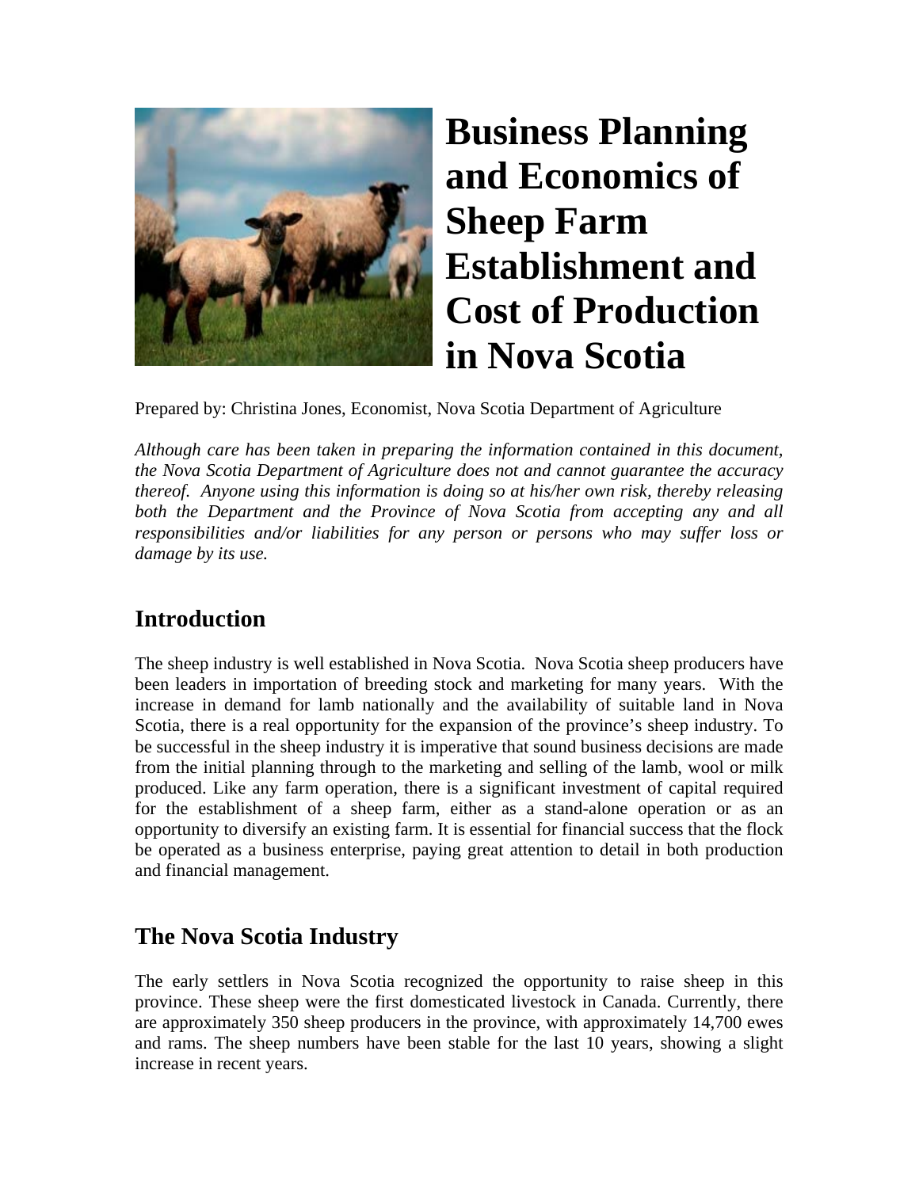# Business Planning and Economics of Sheep Farm Establishment and Cost of Production in Nova Scotia

Prepared by: Christina Jones, Economist, Nova Scotia Department of Agriculture

*Although care has been taken in preparing the information contained in this document, the Nova Scotia Department of Agriculture does not and cannot guarantee the accuracy thereof. Anyone using this information is doing so at his/her own risk, thereby releasing both the Department and the Province of Nova Scotia from accepting any and all responsibilities and/or liabilities for any person or persons who may suffer loss or damage by its use.*

## Introduction

The sheep industry is well established in Nova Scotia. Nova Scotia sheep producers have been leaders in importation of breeding stock and marketing for many years. With the increase in demand for lamb nationally and the availability of suitable land in Nova Scotia, there is a real opportunity for the expansion of the province's sheep industry. To be successful in the sheep industry it is imperative that sound business decisions are made from the initial planning through to the marketing and selling of the lamb, wool or milk produced. Like any farm operation, there is a significant investment of capital required for the establishment of a sheep farm, either as a stand-alone operation or as an opportunity to diversify an existing farm. It is essential for financial success that the flock be operated as a business enterprise, paying great attention to detail in both production and financial management.

## The Nova Scotia Industry

The early settlers in Nova Scotia recognized the opportunity to raise sheep in this province. These sheep were the first domesticated livestock in Canada. Currently, there are approximately 350 sheep producers in the province, with approximately 14,700 ewes and rams. The sheep numbers have been stable for the last 10 years, showing a slight increase in recent years.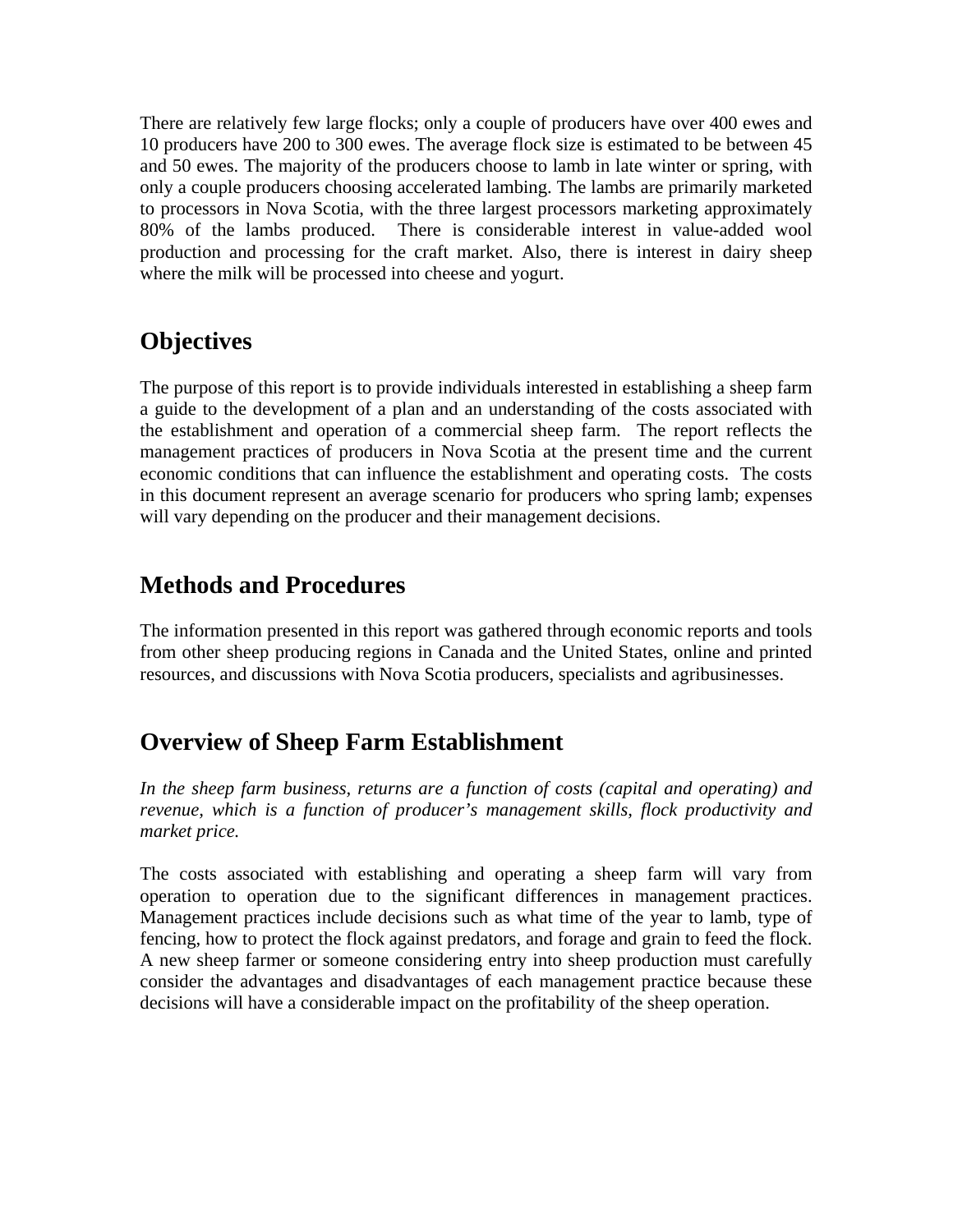There are relatively few large flocks; only a couple of producers have over 400 ewes and 10 producers have 200 to 300 ewes. The average flock size is estimated to be between 45 and 50 ewes. The majority of the producers choose to lamb in late winter or spring, with only a couple producers choosing accelerated lambing. The lambs are primarily marketed to processors in Nova Scotia, with the three largest processors marketing approximately 80% of the lambs produced. There is considerable interest in value-added wool production and processing for the craft market. Also, there is interest in dairy sheep where the milk will be processed into cheese and yogurt.

## Objectives

The purpose of this report is to provide individuals interested in establishing a sheep farm a guide to the development of a plan and an understanding of the costs associated with the establishment and operation of a commercial sheep farm. The report reflects the management practices of producers in Nova Scotia at the present time and the current economic conditions that can influence the establishment and operating costs. The costs in this document represent an average scenario for producers who spring lamb; expenses will vary depending on the producer and their management decisions.

## Methods and Procedures

The information presented in this report was gathered through economic reports and tools from other sheep producing regions in Canada and the United States, online and printed resources, and discussions with Nova Scotia producers, specialists and agribusinesses.

## Overview of Sheep Farm Establishment

*In the sheep farm business, returns are a function of costs (capital and operating) and revenue, which is a function of producer's management skills, flock productivity and market price.*

The costs associated with establishing and operating a sheep farm will vary from operation to operation due to the significant differences in management practices. Management practices include decisions such as what time of the year to lamb, type of fencing, how to protect the flock against predators, and forage and grain to feed the flock. A new sheep farmer or someone considering entry into sheep production must carefully consider the advantages and disadvantages of each management practice because these decisions will have a considerable impact on the profitability of the sheep operation.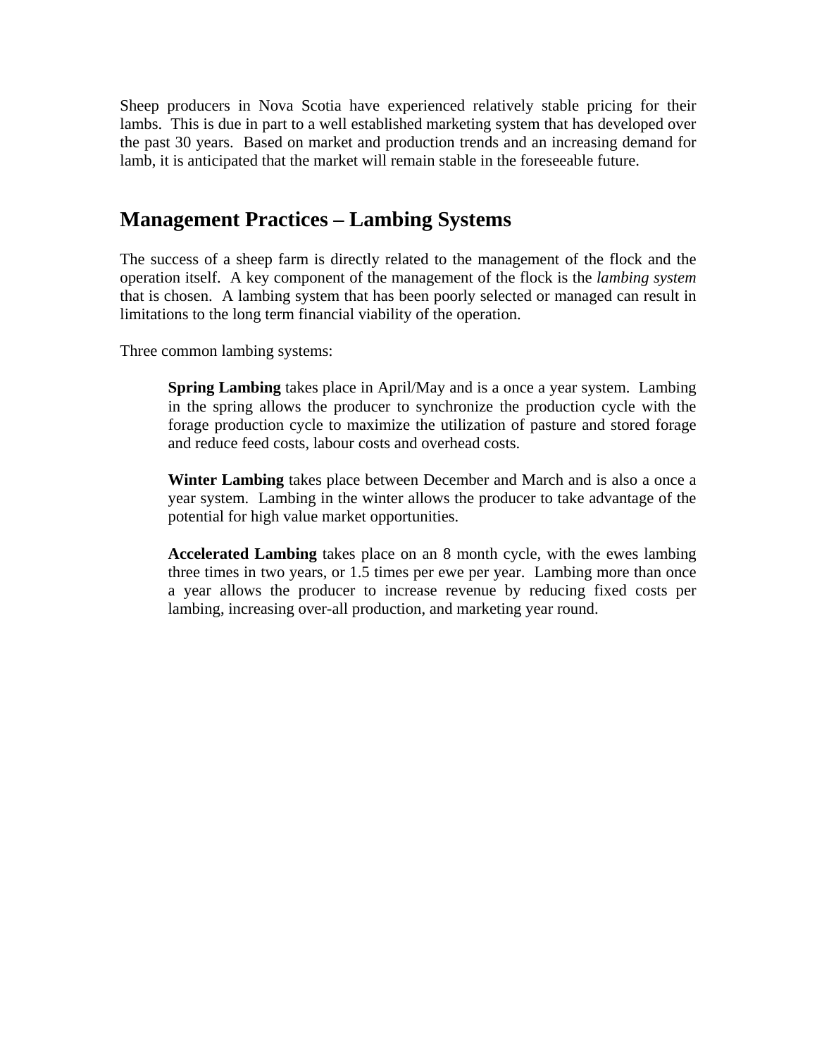Sheep producers in Nova Scotia have experienced relatively stable pricing for their lambs. This is due in part to a well established marketing system that has developed over the past 30 years. Based on market and production trends and an increasing demand for lamb, it is anticipated that the market will remain stable in the foreseeable future.

## Management Practices – Lambing Systems

The success of a sheep farm is directly related to the management of the flock and the operation itself. A key component of the management of the flock is the *lambing system* that is chosen. A lambing system that has been poorly selected or managed can result in limitations to the long term financial viability of the operation.

Three common lambing systems:

> **Spring Lambing** takes place in April/May and is a once a year system. Lambing in the spring allows the producer to synchronize the production cycle with the forage production cycle to maximize the utilization of pasture and stored forage and reduce feed costs, labour costs and overhead costs.
>
> **Winter Lambing** takes place between December and March and is also a once a year system. Lambing in the winter allows the producer to take advantage of the potential for high value market opportunities.
>
> **Accelerated Lambing** takes place on an 8 month cycle, with the ewes lambing three times in two years, or 1.5 times per ewe per year. Lambing more than once a year allows the producer to increase revenue by reducing fixed costs per lambing, increasing over-all production, and marketing year round.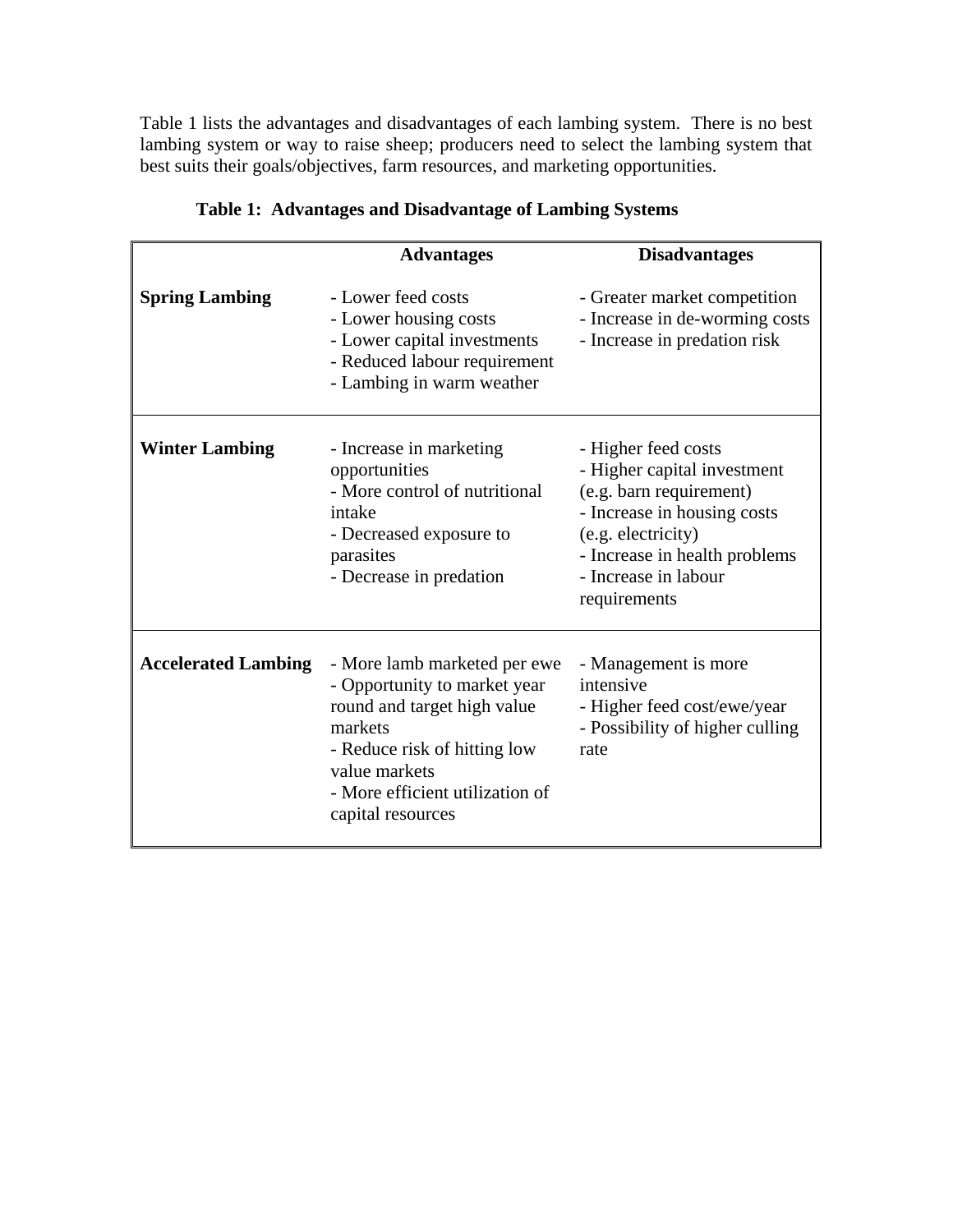Table 1 lists the advantages and disadvantages of each lambing system. There is no best lambing system or way to raise sheep; producers need to select the lambing system that best suits their goals/objectives, farm resources, and marketing opportunities.

**Table 1: Advantages and Disadvantage of Lambing Systems**

| | **Advantages** | **Disadvantages** |
|---|---|---|
| **Spring Lambing** | - Lower feed costs<br>- Lower housing costs<br>- Lower capital investments<br>- Reduced labour requirement<br>- Lambing in warm weather | - Greater market competition<br>- Increase in de-worming costs<br>- Increase in predation risk |
| **Winter Lambing** | - Increase in marketing opportunities<br>- More control of nutritional intake<br>- Decreased exposure to parasites<br>- Decrease in predation | - Higher feed costs<br>- Higher capital investment (e.g. barn requirement)<br>- Increase in housing costs (e.g. electricity)<br>- Increase in health problems<br>- Increase in labour requirements |
| **Accelerated Lambing** | - More lamb marketed per ewe<br>- Opportunity to market year round and target high value markets<br>- Reduce risk of hitting low value markets<br>- More efficient utilization of capital resources | - Management is more intensive<br>- Higher feed cost/ewe/year<br>- Possibility of higher culling rate |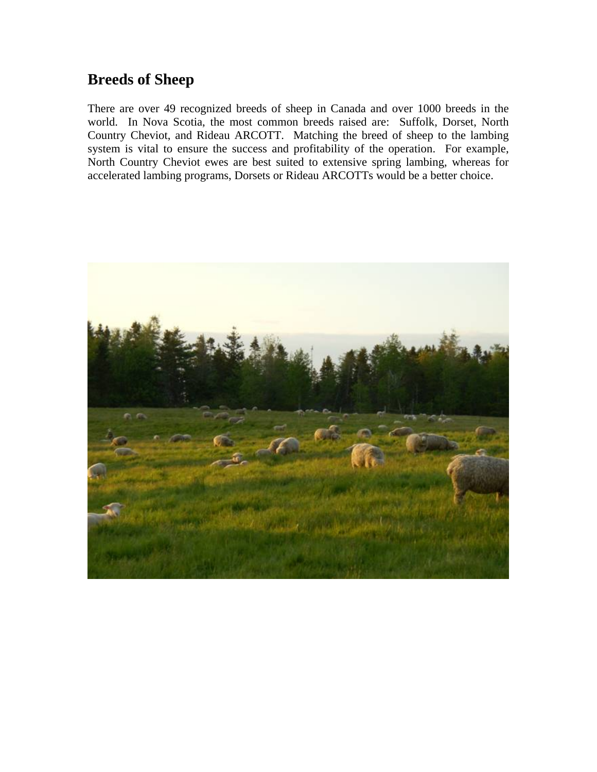## Breeds of Sheep

There are over 49 recognized breeds of sheep in Canada and over 1000 breeds in the world. In Nova Scotia, the most common breeds raised are: Suffolk, Dorset, North Country Cheviot, and Rideau ARCOTT. Matching the breed of sheep to the lambing system is vital to ensure the success and profitability of the operation. For example, North Country Cheviot ewes are best suited to extensive spring lambing, whereas for accelerated lambing programs, Dorsets or Rideau ARCOTTs would be a better choice.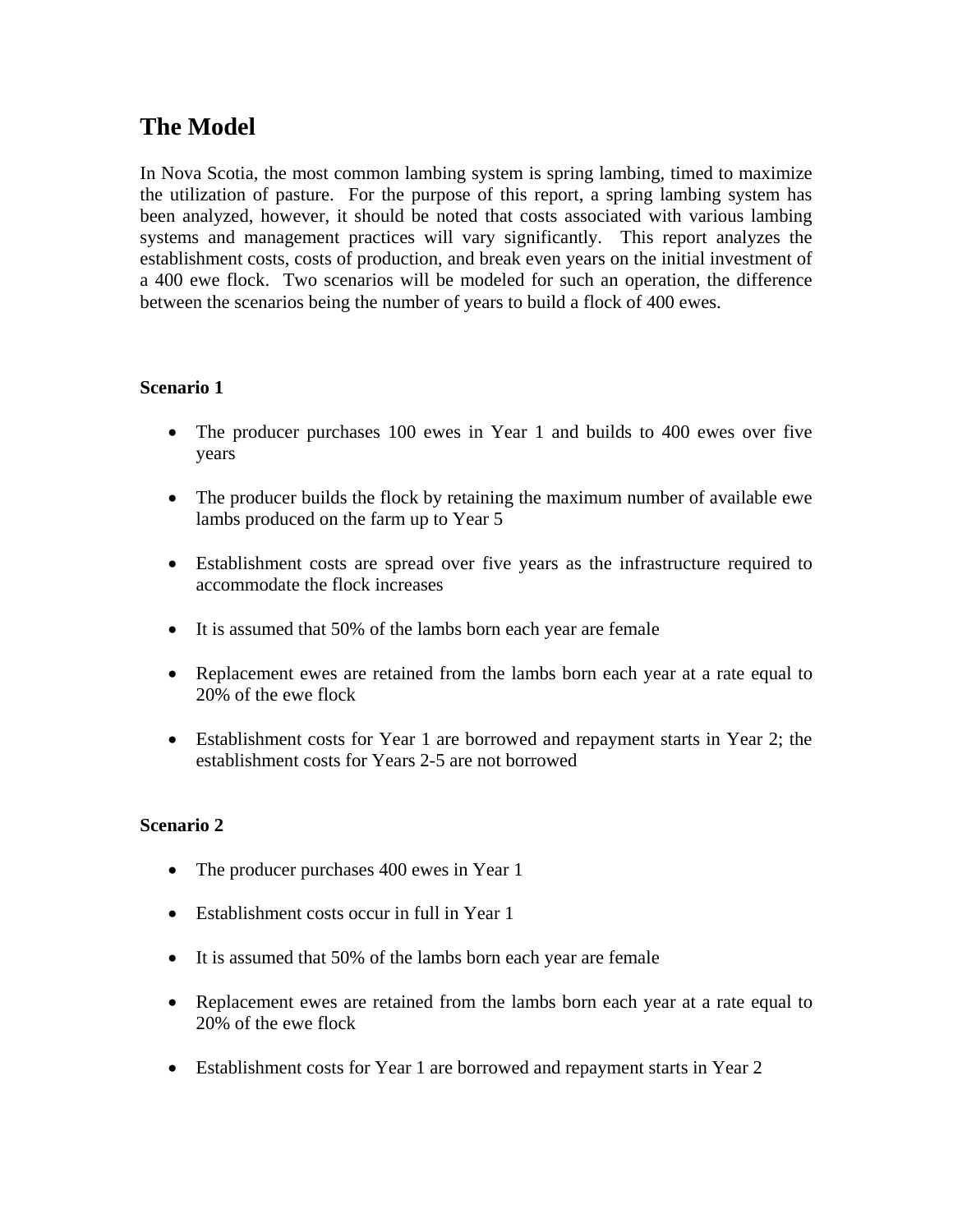# The Model

In Nova Scotia, the most common lambing system is spring lambing, timed to maximize the utilization of pasture. For the purpose of this report, a spring lambing system has been analyzed, however, it should be noted that costs associated with various lambing systems and management practices will vary significantly. This report analyzes the establishment costs, costs of production, and break even years on the initial investment of a 400 ewe flock. Two scenarios will be modeled for such an operation, the difference between the scenarios being the number of years to build a flock of 400 ewes.

**Scenario 1**

- The producer purchases 100 ewes in Year 1 and builds to 400 ewes over five years
- The producer builds the flock by retaining the maximum number of available ewe lambs produced on the farm up to Year 5
- Establishment costs are spread over five years as the infrastructure required to accommodate the flock increases
- It is assumed that 50% of the lambs born each year are female
- Replacement ewes are retained from the lambs born each year at a rate equal to 20% of the ewe flock
- Establishment costs for Year 1 are borrowed and repayment starts in Year 2; the establishment costs for Years 2-5 are not borrowed

**Scenario 2**

- The producer purchases 400 ewes in Year 1
- Establishment costs occur in full in Year 1
- It is assumed that 50% of the lambs born each year are female
- Replacement ewes are retained from the lambs born each year at a rate equal to 20% of the ewe flock
- Establishment costs for Year 1 are borrowed and repayment starts in Year 2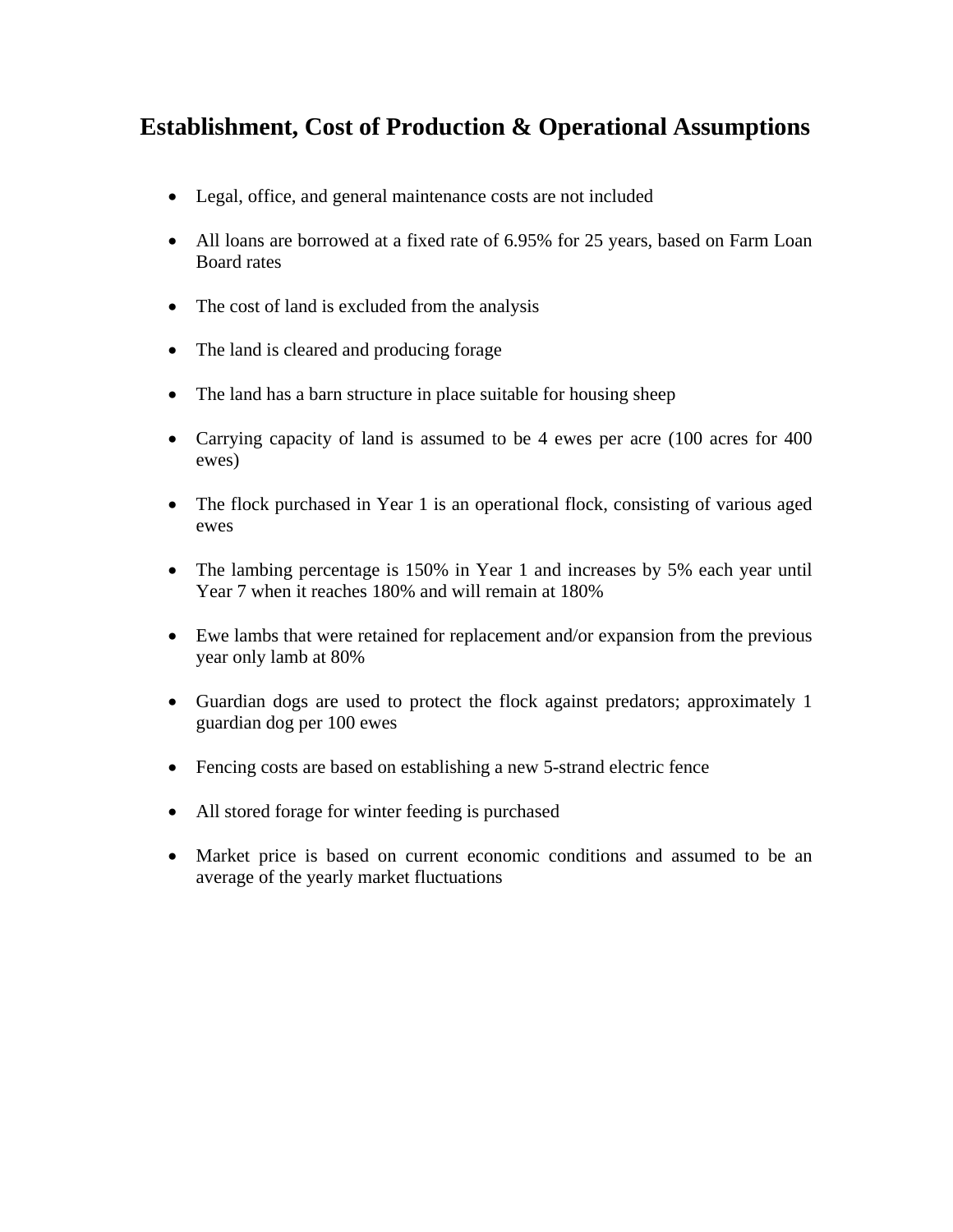## Establishment, Cost of Production & Operational Assumptions

- Legal, office, and general maintenance costs are not included
- All loans are borrowed at a fixed rate of 6.95% for 25 years, based on Farm Loan Board rates
- The cost of land is excluded from the analysis
- The land is cleared and producing forage
- The land has a barn structure in place suitable for housing sheep
- Carrying capacity of land is assumed to be 4 ewes per acre (100 acres for 400 ewes)
- The flock purchased in Year 1 is an operational flock, consisting of various aged ewes
- The lambing percentage is 150% in Year 1 and increases by 5% each year until Year 7 when it reaches 180% and will remain at 180%
- Ewe lambs that were retained for replacement and/or expansion from the previous year only lamb at 80%
- Guardian dogs are used to protect the flock against predators; approximately 1 guardian dog per 100 ewes
- Fencing costs are based on establishing a new 5-strand electric fence
- All stored forage for winter feeding is purchased
- Market price is based on current economic conditions and assumed to be an average of the yearly market fluctuations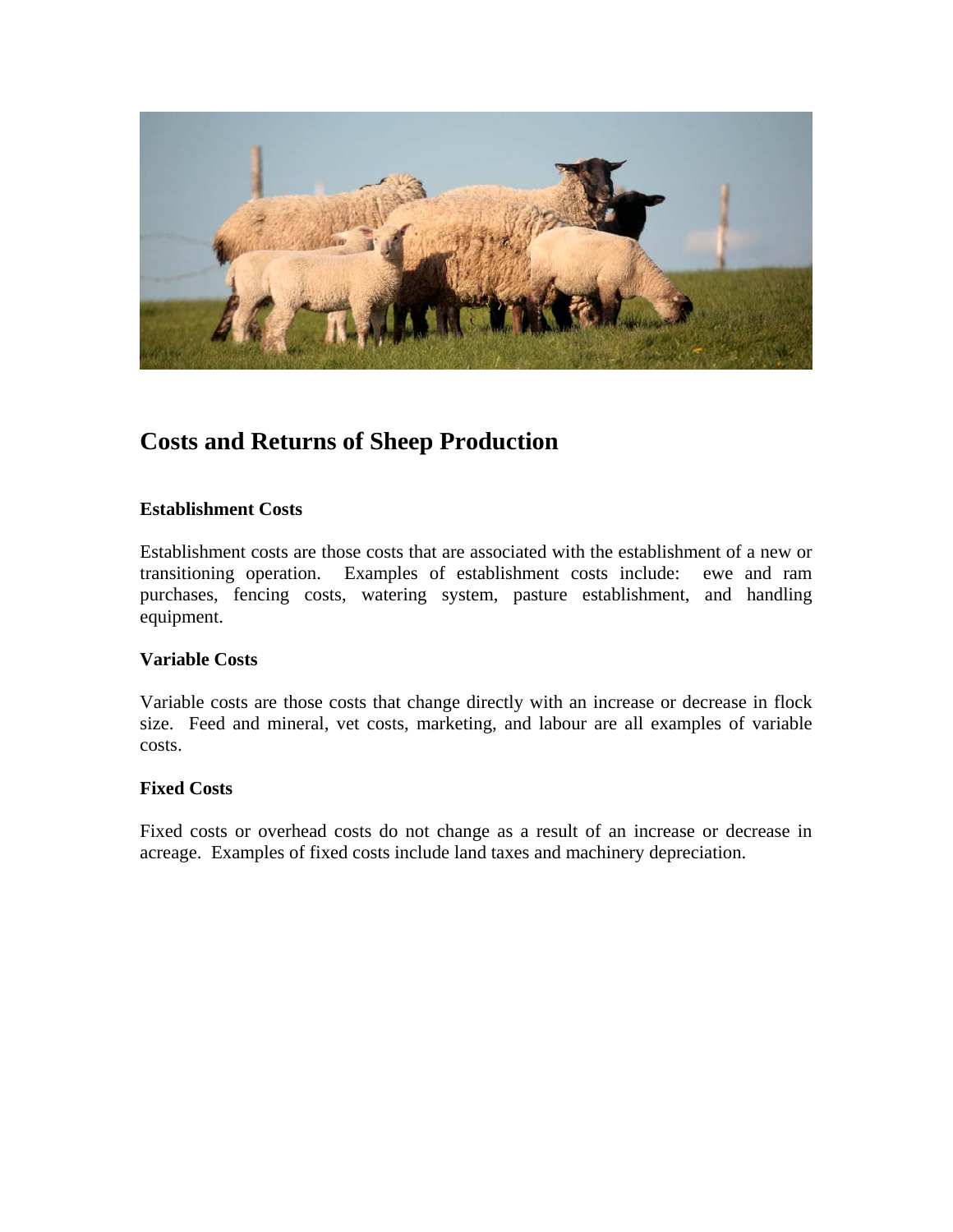## Costs and Returns of Sheep Production

### Establishment Costs

Establishment costs are those costs that are associated with the establishment of a new or transitioning operation. Examples of establishment costs include: ewe and ram purchases, fencing costs, watering system, pasture establishment, and handling equipment.

### Variable Costs

Variable costs are those costs that change directly with an increase or decrease in flock size. Feed and mineral, vet costs, marketing, and labour are all examples of variable costs.

### Fixed Costs

Fixed costs or overhead costs do not change as a result of an increase or decrease in acreage. Examples of fixed costs include land taxes and machinery depreciation.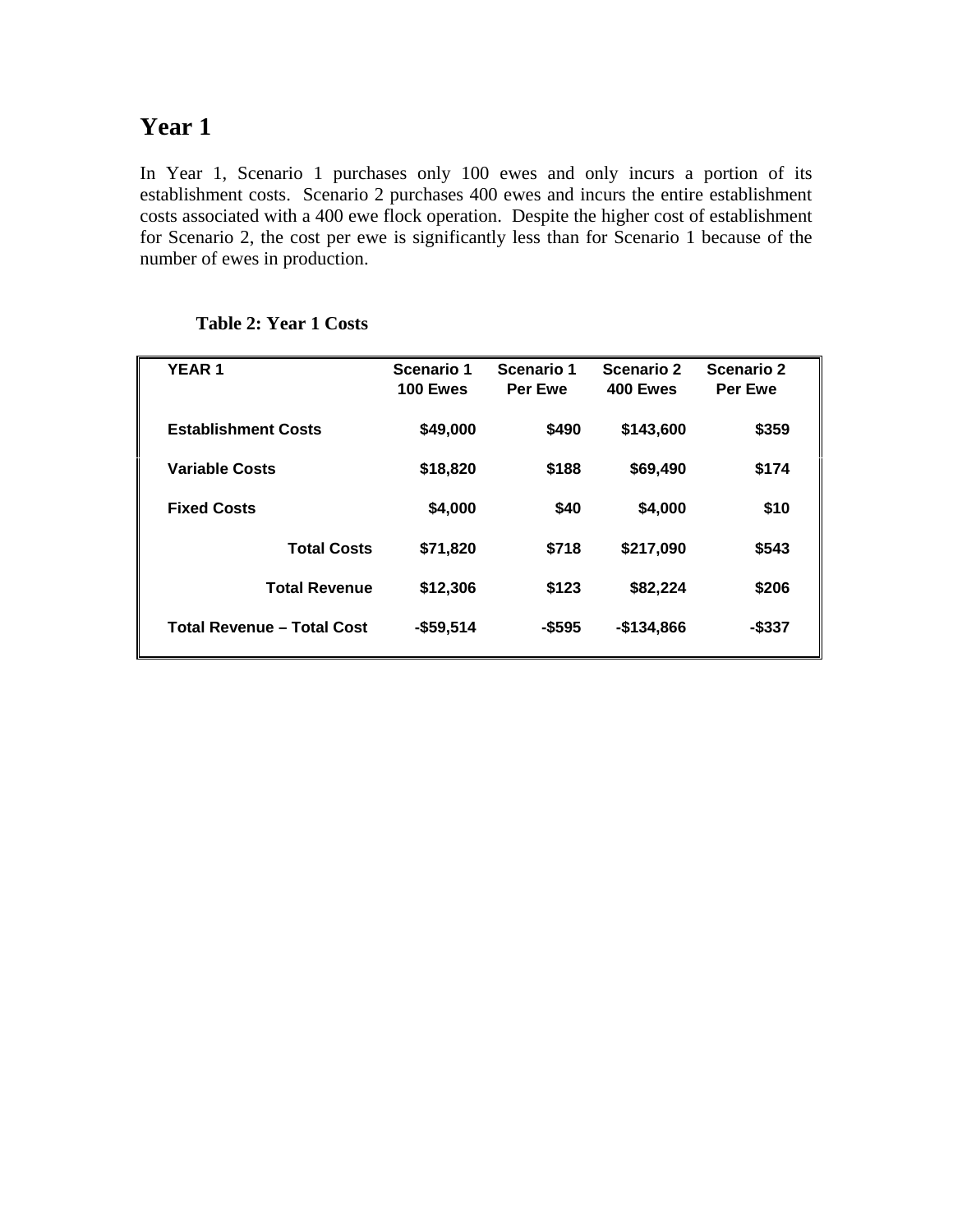# Year 1

In Year 1, Scenario 1 purchases only 100 ewes and only incurs a portion of its establishment costs. Scenario 2 purchases 400 ewes and incurs the entire establishment costs associated with a 400 ewe flock operation. Despite the higher cost of establishment for Scenario 2, the cost per ewe is significantly less than for Scenario 1 because of the number of ewes in production.

**Table 2: Year 1 Costs**

| YEAR 1 | Scenario 1 100 Ewes | Scenario 1 Per Ewe | Scenario 2 400 Ewes | Scenario 2 Per Ewe |
|---|---|---|---|---|
| Establishment Costs | $49,000 | $490 | $143,600 | $359 |
| Variable Costs | $18,820 | $188 | $69,490 | $174 |
| Fixed Costs | $4,000 | $40 | $4,000 | $10 |
| Total Costs | $71,820 | $718 | $217,090 | $543 |
| Total Revenue | $12,306 | $123 | $82,224 | $206 |
| Total Revenue – Total Cost | -$59,514 | -$595 | -$134,866 | -$337 |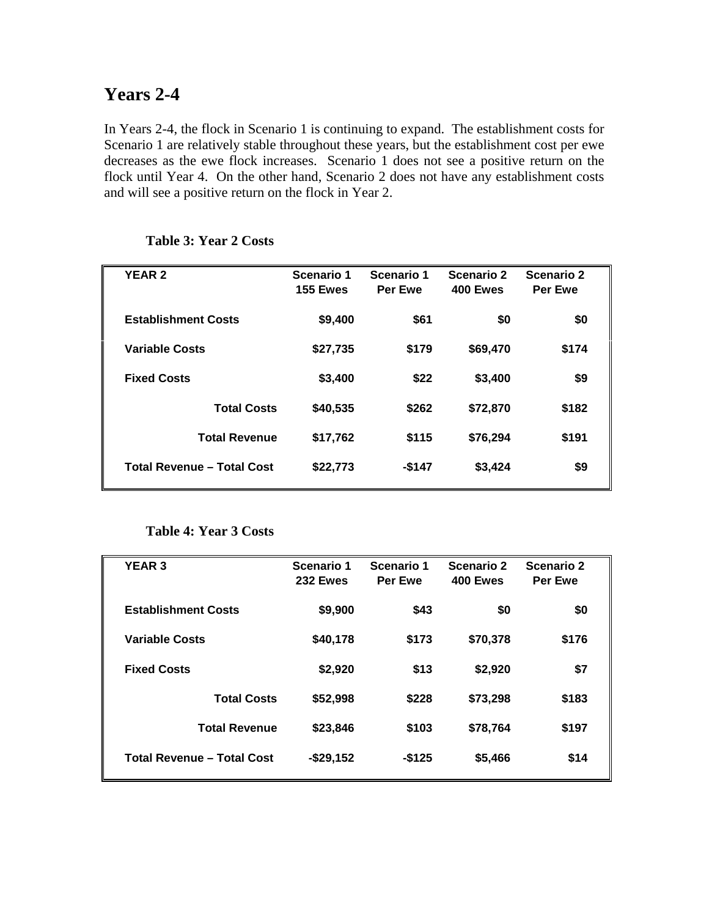## Years 2-4

In Years 2-4, the flock in Scenario 1 is continuing to expand. The establishment costs for Scenario 1 are relatively stable throughout these years, but the establishment cost per ewe decreases as the ewe flock increases. Scenario 1 does not see a positive return on the flock until Year 4. On the other hand, Scenario 2 does not have any establishment costs and will see a positive return on the flock in Year 2.

**Table 3: Year 2 Costs**

| YEAR 2 | Scenario 1 155 Ewes | Scenario 1 Per Ewe | Scenario 2 400 Ewes | Scenario 2 Per Ewe |
|---|---|---|---|---|
| Establishment Costs | $9,400 | $61 | $0 | $0 |
| Variable Costs | $27,735 | $179 | $69,470 | $174 |
| Fixed Costs | $3,400 | $22 | $3,400 | $9 |
| Total Costs | $40,535 | $262 | $72,870 | $182 |
| Total Revenue | $17,762 | $115 | $76,294 | $191 |
| Total Revenue – Total Cost | $22,773 | -$147 | $3,424 | $9 |

**Table 4: Year 3 Costs**

| YEAR 3 | Scenario 1 232 Ewes | Scenario 1 Per Ewe | Scenario 2 400 Ewes | Scenario 2 Per Ewe |
|---|---|---|---|---|
| Establishment Costs | $9,900 | $43 | $0 | $0 |
| Variable Costs | $40,178 | $173 | $70,378 | $176 |
| Fixed Costs | $2,920 | $13 | $2,920 | $7 |
| Total Costs | $52,998 | $228 | $73,298 | $183 |
| Total Revenue | $23,846 | $103 | $78,764 | $197 |
| Total Revenue – Total Cost | -$29,152 | -$125 | $5,466 | $14 |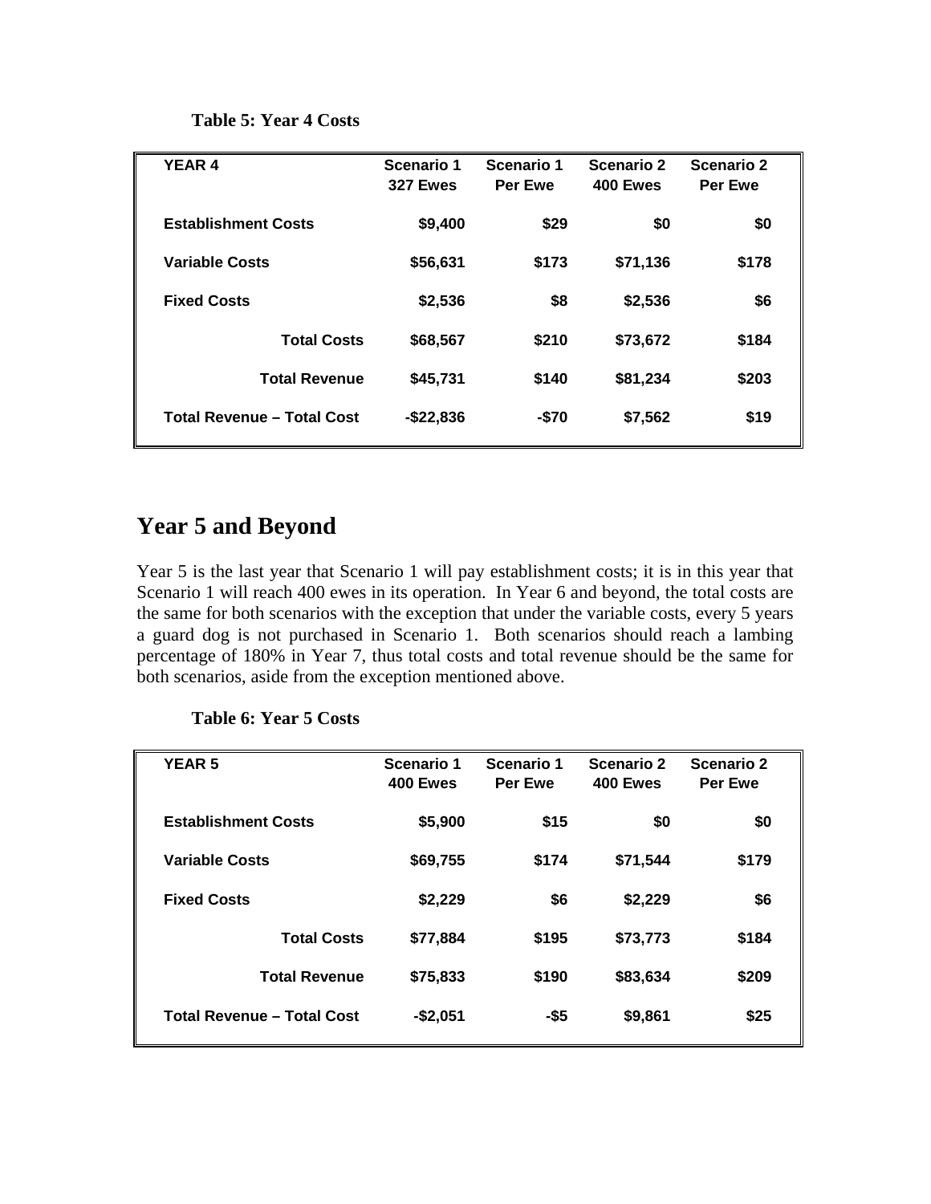**Table 5: Year 4 Costs**

| YEAR 4 | Scenario 1 327 Ewes | Scenario 1 Per Ewe | Scenario 2 400 Ewes | Scenario 2 Per Ewe |
|---|---|---|---|---|
| **Establishment Costs** | $9,400 | $29 | $0 | $0 |
| **Variable Costs** | $56,631 | $173 | $71,136 | $178 |
| **Fixed Costs** | $2,536 | $8 | $2,536 | $6 |
| **Total Costs** | $68,567 | $210 | $73,672 | $184 |
| **Total Revenue** | $45,731 | $140 | $81,234 | $203 |
| **Total Revenue – Total Cost** | -$22,836 | -$70 | $7,562 | $19 |

## Year 5 and Beyond

Year 5 is the last year that Scenario 1 will pay establishment costs; it is in this year that Scenario 1 will reach 400 ewes in its operation. In Year 6 and beyond, the total costs are the same for both scenarios with the exception that under the variable costs, every 5 years a guard dog is not purchased in Scenario 1. Both scenarios should reach a lambing percentage of 180% in Year 7, thus total costs and total revenue should be the same for both scenarios, aside from the exception mentioned above.

**Table 6: Year 5 Costs**

| YEAR 5 | Scenario 1 400 Ewes | Scenario 1 Per Ewe | Scenario 2 400 Ewes | Scenario 2 Per Ewe |
|---|---|---|---|---|
| **Establishment Costs** | $5,900 | $15 | $0 | $0 |
| **Variable Costs** | $69,755 | $174 | $71,544 | $179 |
| **Fixed Costs** | $2,229 | $6 | $2,229 | $6 |
| **Total Costs** | $77,884 | $195 | $73,773 | $184 |
| **Total Revenue** | $75,833 | $190 | $83,634 | $209 |
| **Total Revenue – Total Cost** | -$2,051 | -$5 | $9,861 | $25 |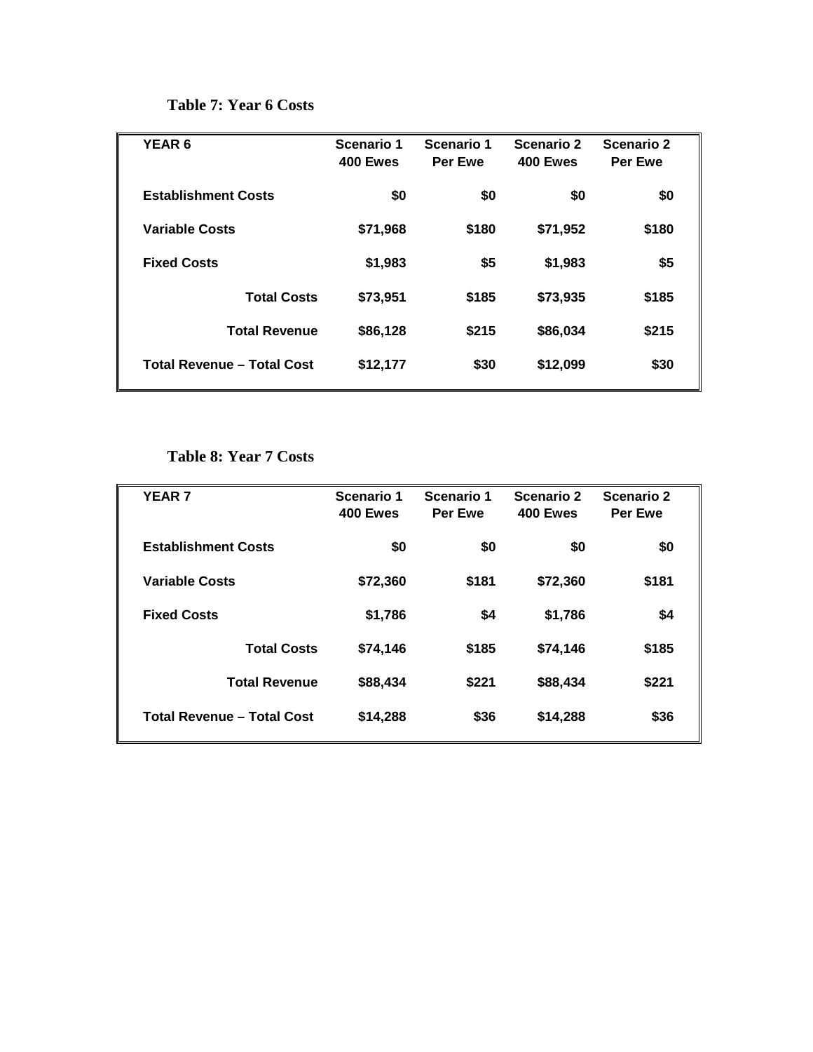**Table 7: Year 6 Costs**

| YEAR 6 | Scenario 1 400 Ewes | Scenario 1 Per Ewe | Scenario 2 400 Ewes | Scenario 2 Per Ewe |
|---|---|---|---|---|
| **Establishment Costs** | **$0** | **$0** | **$0** | **$0** |
| **Variable Costs** | **$71,968** | **$180** | **$71,952** | **$180** |
| **Fixed Costs** | **$1,983** | **$5** | **$1,983** | **$5** |
| **Total Costs** | **$73,951** | **$185** | **$73,935** | **$185** |
| **Total Revenue** | **$86,128** | **$215** | **$86,034** | **$215** |
| **Total Revenue – Total Cost** | **$12,177** | **$30** | **$12,099** | **$30** |

**Table 8: Year 7 Costs**

| YEAR 7 | Scenario 1 400 Ewes | Scenario 1 Per Ewe | Scenario 2 400 Ewes | Scenario 2 Per Ewe |
|---|---|---|---|---|
| **Establishment Costs** | **$0** | **$0** | **$0** | **$0** |
| **Variable Costs** | **$72,360** | **$181** | **$72,360** | **$181** |
| **Fixed Costs** | **$1,786** | **$4** | **$1,786** | **$4** |
| **Total Costs** | **$74,146** | **$185** | **$74,146** | **$185** |
| **Total Revenue** | **$88,434** | **$221** | **$88,434** | **$221** |
| **Total Revenue – Total Cost** | **$14,288** | **$36** | **$14,288** | **$36** |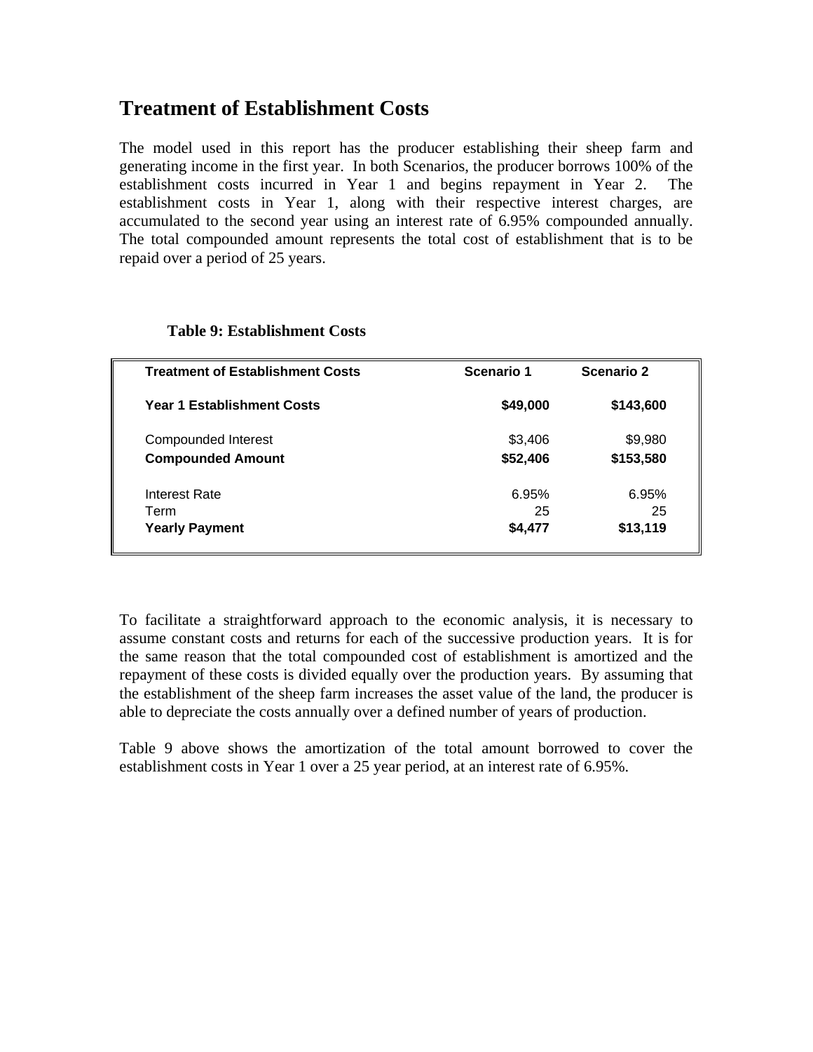## Treatment of Establishment Costs

The model used in this report has the producer establishing their sheep farm and generating income in the first year. In both Scenarios, the producer borrows 100% of the establishment costs incurred in Year 1 and begins repayment in Year 2. The establishment costs in Year 1, along with their respective interest charges, are accumulated to the second year using an interest rate of 6.95% compounded annually. The total compounded amount represents the total cost of establishment that is to be repaid over a period of 25 years.

**Table 9: Establishment Costs**

| **Treatment of Establishment Costs** | **Scenario 1** | **Scenario 2** |
|---|---|---|
| **Year 1 Establishment Costs** | **$49,000** | **$143,600** |
| Compounded Interest | $3,406 | $9,980 |
| **Compounded Amount** | **$52,406** | **$153,580** |
| Interest Rate | 6.95% | 6.95% |
| Term | 25 | 25 |
| **Yearly Payment** | **$4,477** | **$13,119** |

To facilitate a straightforward approach to the economic analysis, it is necessary to assume constant costs and returns for each of the successive production years. It is for the same reason that the total compounded cost of establishment is amortized and the repayment of these costs is divided equally over the production years. By assuming that the establishment of the sheep farm increases the asset value of the land, the producer is able to depreciate the costs annually over a defined number of years of production.

Table 9 above shows the amortization of the total amount borrowed to cover the establishment costs in Year 1 over a 25 year period, at an interest rate of 6.95%.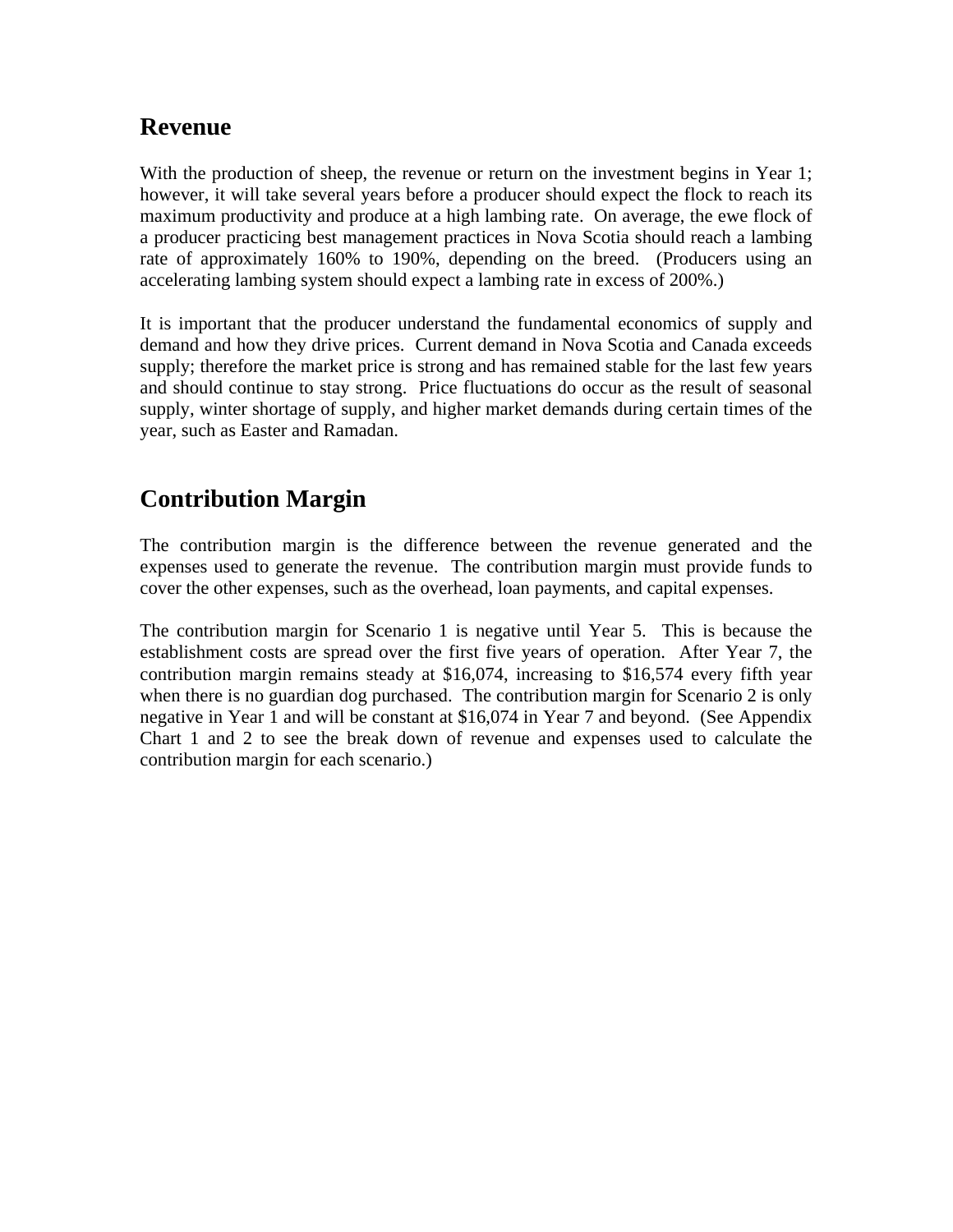## Revenue

With the production of sheep, the revenue or return on the investment begins in Year 1; however, it will take several years before a producer should expect the flock to reach its maximum productivity and produce at a high lambing rate. On average, the ewe flock of a producer practicing best management practices in Nova Scotia should reach a lambing rate of approximately 160% to 190%, depending on the breed. (Producers using an accelerating lambing system should expect a lambing rate in excess of 200%.)

It is important that the producer understand the fundamental economics of supply and demand and how they drive prices. Current demand in Nova Scotia and Canada exceeds supply; therefore the market price is strong and has remained stable for the last few years and should continue to stay strong. Price fluctuations do occur as the result of seasonal supply, winter shortage of supply, and higher market demands during certain times of the year, such as Easter and Ramadan.

## Contribution Margin

The contribution margin is the difference between the revenue generated and the expenses used to generate the revenue. The contribution margin must provide funds to cover the other expenses, such as the overhead, loan payments, and capital expenses.

The contribution margin for Scenario 1 is negative until Year 5. This is because the establishment costs are spread over the first five years of operation. After Year 7, the contribution margin remains steady at $16,074, increasing to $16,574 every fifth year when there is no guardian dog purchased. The contribution margin for Scenario 2 is only negative in Year 1 and will be constant at $16,074 in Year 7 and beyond. (See Appendix Chart 1 and 2 to see the break down of revenue and expenses used to calculate the contribution margin for each scenario.)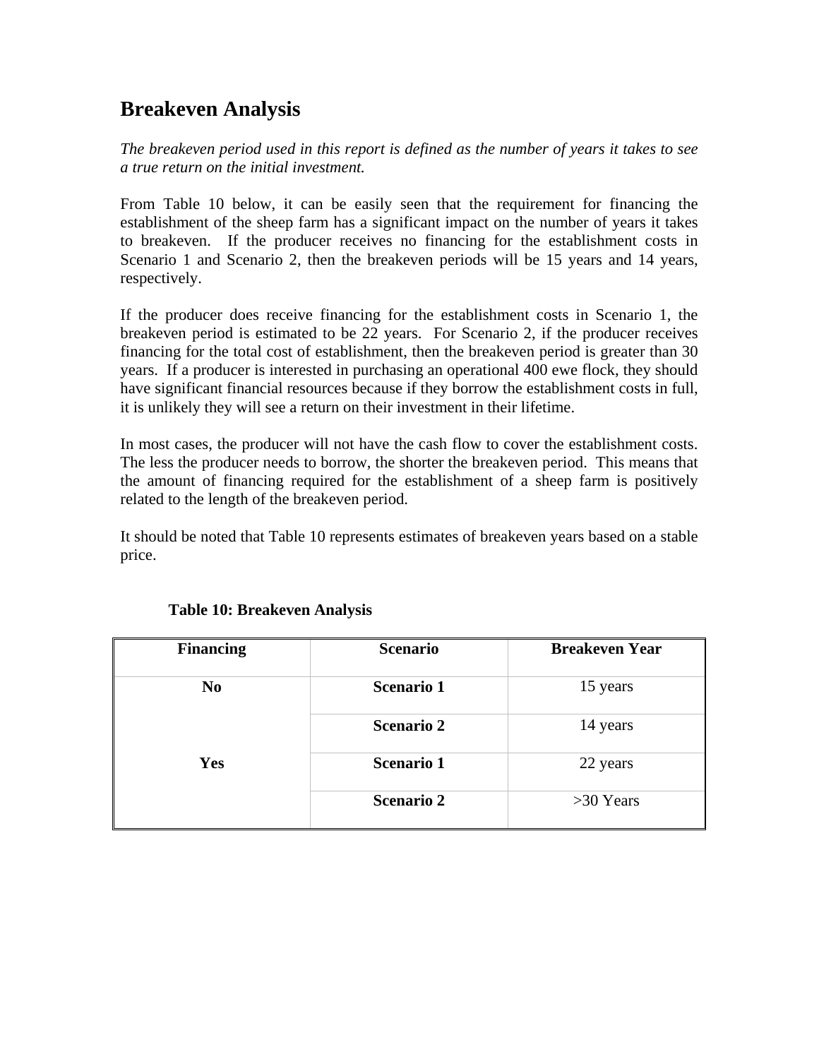## Breakeven Analysis

*The breakeven period used in this report is defined as the number of years it takes to see a true return on the initial investment.*

From Table 10 below, it can be easily seen that the requirement for financing the establishment of the sheep farm has a significant impact on the number of years it takes to breakeven. If the producer receives no financing for the establishment costs in Scenario 1 and Scenario 2, then the breakeven periods will be 15 years and 14 years, respectively.

If the producer does receive financing for the establishment costs in Scenario 1, the breakeven period is estimated to be 22 years. For Scenario 2, if the producer receives financing for the total cost of establishment, then the breakeven period is greater than 30 years. If a producer is interested in purchasing an operational 400 ewe flock, they should have significant financial resources because if they borrow the establishment costs in full, it is unlikely they will see a return on their investment in their lifetime.

In most cases, the producer will not have the cash flow to cover the establishment costs. The less the producer needs to borrow, the shorter the breakeven period. This means that the amount of financing required for the establishment of a sheep farm is positively related to the length of the breakeven period.

It should be noted that Table 10 represents estimates of breakeven years based on a stable price.

**Table 10: Breakeven Analysis**

| Financing | Scenario | Breakeven Year |
|---|---|---|
| **No** | **Scenario 1** | 15 years |
| | **Scenario 2** | 14 years |
| **Yes** | **Scenario 1** | 22 years |
| | **Scenario 2** | >30 Years |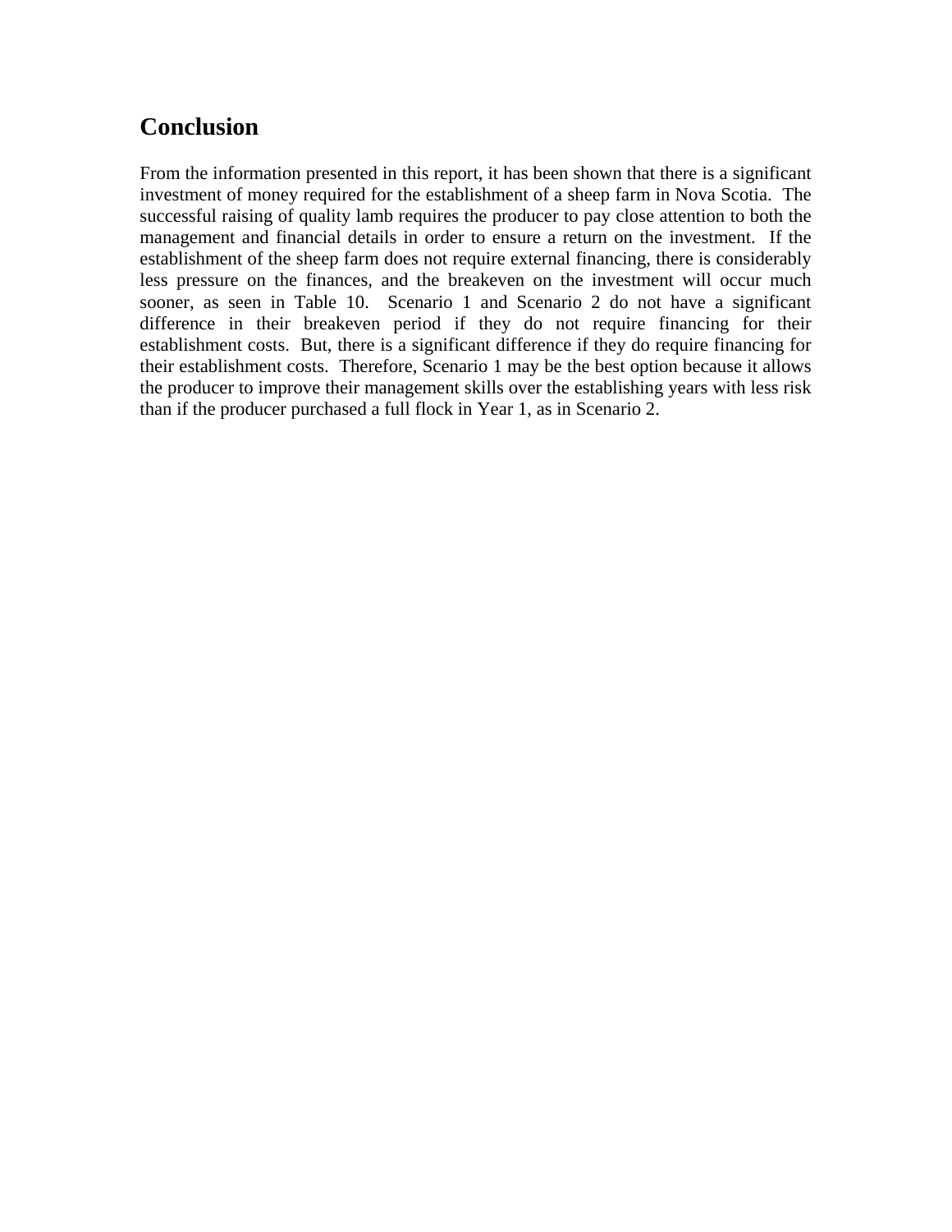## Conclusion

From the information presented in this report, it has been shown that there is a significant investment of money required for the establishment of a sheep farm in Nova Scotia. The successful raising of quality lamb requires the producer to pay close attention to both the management and financial details in order to ensure a return on the investment. If the establishment of the sheep farm does not require external financing, there is considerably less pressure on the finances, and the breakeven on the investment will occur much sooner, as seen in Table 10. Scenario 1 and Scenario 2 do not have a significant difference in their breakeven period if they do not require financing for their establishment costs. But, there is a significant difference if they do require financing for their establishment costs. Therefore, Scenario 1 may be the best option because it allows the producer to improve their management skills over the establishing years with less risk than if the producer purchased a full flock in Year 1, as in Scenario 2.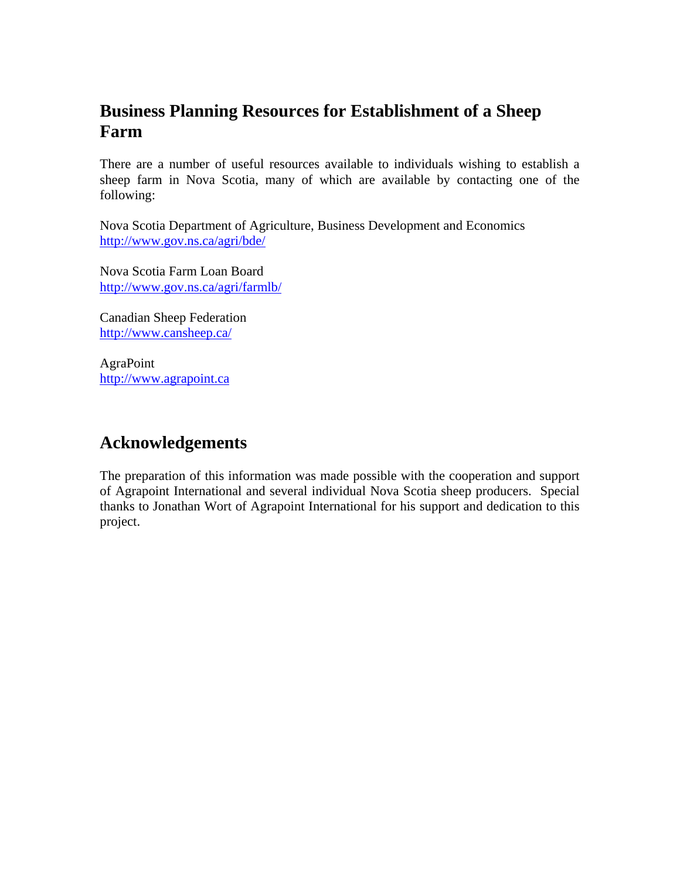## Business Planning Resources for Establishment of a Sheep Farm

There are a number of useful resources available to individuals wishing to establish a sheep farm in Nova Scotia, many of which are available by contacting one of the following:

Nova Scotia Department of Agriculture, Business Development and Economics
http://www.gov.ns.ca/agri/bde/

Nova Scotia Farm Loan Board
http://www.gov.ns.ca/agri/farmlb/

Canadian Sheep Federation
http://www.cansheep.ca/

AgraPoint
http://www.agrapoint.ca

## Acknowledgements

The preparation of this information was made possible with the cooperation and support of Agrapoint International and several individual Nova Scotia sheep producers. Special thanks to Jonathan Wort of Agrapoint International for his support and dedication to this project.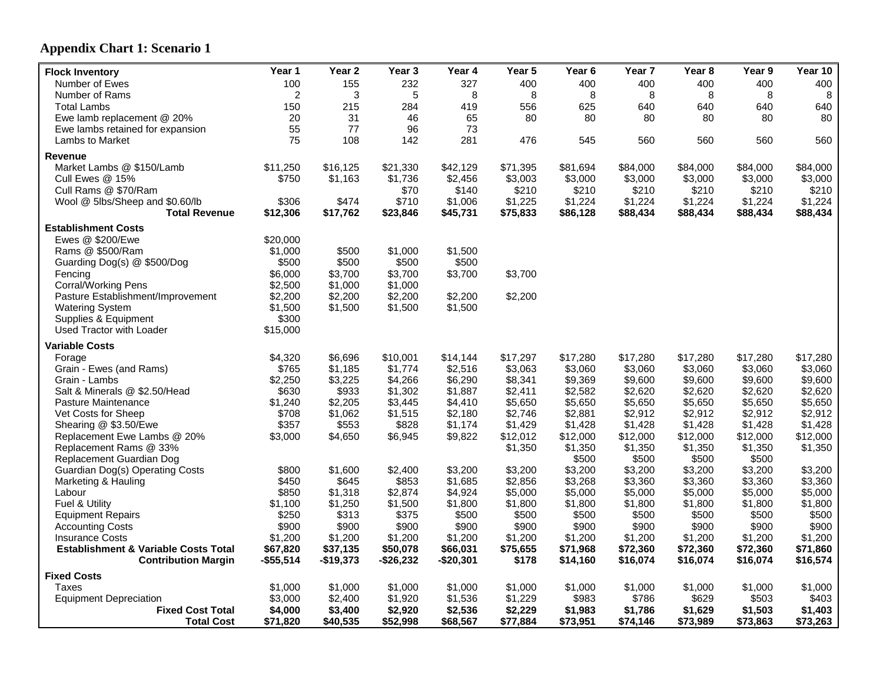## Appendix Chart 1: Scenario 1

| Flock Inventory | Year 1 | Year 2 | Year 3 | Year 4 | Year 5 | Year 6 | Year 7 | Year 8 | Year 9 | Year 10 |
|---|---|---|---|---|---|---|---|---|---|---|
| Number of Ewes | 100 | 155 | 232 | 327 | 400 | 400 | 400 | 400 | 400 | 400 |
| Number of Rams | 2 | 3 | 5 | 8 | 8 | 8 | 8 | 8 | 8 | 8 |
| Total Lambs | 150 | 215 | 284 | 419 | 556 | 625 | 640 | 640 | 640 | 640 |
| Ewe lamb replacement @ 20% | 20 | 31 | 46 | 65 | 80 | 80 | 80 | 80 | 80 | 80 |
| Ewe lambs retained for expansion | 55 | 77 | 96 | 73 | | | | | | |
| Lambs to Market | 75 | 108 | 142 | 281 | 476 | 545 | 560 | 560 | 560 | 560 |
| **Revenue** | | | | | | | | | | |
| Market Lambs @ $150/Lamb | $11,250 | $16,125 | $21,330 | $42,129 | $71,395 | $81,694 | $84,000 | $84,000 | $84,000 | $84,000 |
| Cull Ewes @ 15% | $750 | $1,163 | $1,736 | $2,456 | $3,003 | $3,000 | $3,000 | $3,000 | $3,000 | $3,000 |
| Cull Rams @ $70/Ram | | | $70 | $140 | $210 | $210 | $210 | $210 | $210 | $210 |
| Wool @ 5lbs/Sheep and $0.60/lb | $306 | $474 | $710 | $1,006 | $1,225 | $1,224 | $1,224 | $1,224 | $1,224 | $1,224 |
| **Total Revenue** | **$12,306** | **$17,762** | **$23,846** | **$45,731** | **$75,833** | **$86,128** | **$88,434** | **$88,434** | **$88,434** | **$88,434** |
| **Establishment Costs** | | | | | | | | | | |
| Ewes @ $200/Ewe | $20,000 | | | | | | | | | |
| Rams @ $500/Ram | $1,000 | $500 | $1,000 | $1,500 | | | | | | |
| Guarding Dog(s) @ $500/Dog | $500 | $500 | $500 | $500 | | | | | | |
| Fencing | $6,000 | $3,700 | $3,700 | $3,700 | $3,700 | | | | | |
| Corral/Working Pens | $2,500 | $1,000 | $1,000 | | | | | | | |
| Pasture Establishment/Improvement | $2,200 | $2,200 | $2,200 | $2,200 | $2,200 | | | | | |
| Watering System | $1,500 | $1,500 | $1,500 | $1,500 | | | | | | |
| Supplies & Equipment | $300 | | | | | | | | | |
| Used Tractor with Loader | $15,000 | | | | | | | | | |
| **Variable Costs** | | | | | | | | | | |
| Forage | $4,320 | $6,696 | $10,001 | $14,144 | $17,297 | $17,280 | $17,280 | $17,280 | $17,280 | $17,280 |
| Grain - Ewes (and Rams) | $765 | $1,185 | $1,774 | $2,516 | $3,063 | $3,060 | $3,060 | $3,060 | $3,060 | $3,060 |
| Grain - Lambs | $2,250 | $3,225 | $4,266 | $6,290 | $8,341 | $9,369 | $9,600 | $9,600 | $9,600 | $9,600 |
| Salt & Minerals @ $2.50/Head | $630 | $933 | $1,302 | $1,887 | $2,411 | $2,582 | $2,620 | $2,620 | $2,620 | $2,620 |
| Pasture Maintenance | $1,240 | $2,205 | $3,445 | $4,410 | $5,650 | $5,650 | $5,650 | $5,650 | $5,650 | $5,650 |
| Vet Costs for Sheep | $708 | $1,062 | $1,515 | $2,180 | $2,746 | $2,881 | $2,912 | $2,912 | $2,912 | $2,912 |
| Shearing @ $3.50/Ewe | $357 | $553 | $828 | $1,174 | $1,429 | $1,428 | $1,428 | $1,428 | $1,428 | $1,428 |
| Replacement Ewe Lambs @ 20% | $3,000 | $4,650 | $6,945 | $9,822 | $12,012 | $12,000 | $12,000 | $12,000 | $12,000 | $12,000 |
| Replacement Rams @ 33% | | | | | $1,350 | $1,350 | $1,350 | $1,350 | $1,350 | $1,350 |
| Replacement Guardian Dog | | | | | | $500 | $500 | $500 | $500 | |
| Guardian Dog(s) Operating Costs | $800 | $1,600 | $2,400 | $3,200 | $3,200 | $3,200 | $3,200 | $3,200 | $3,200 | $3,200 |
| Marketing & Hauling | $450 | $645 | $853 | $1,685 | $2,856 | $3,268 | $3,360 | $3,360 | $3,360 | $3,360 |
| Labour | $850 | $1,318 | $2,874 | $4,924 | $5,000 | $5,000 | $5,000 | $5,000 | $5,000 | $5,000 |
| Fuel & Utility | $1,100 | $1,250 | $1,500 | $1,800 | $1,800 | $1,800 | $1,800 | $1,800 | $1,800 | $1,800 |
| Equipment Repairs | $250 | $313 | $375 | $500 | $500 | $500 | $500 | $500 | $500 | $500 |
| Accounting Costs | $900 | $900 | $900 | $900 | $900 | $900 | $900 | $900 | $900 | $900 |
| Insurance Costs | $1,200 | $1,200 | $1,200 | $1,200 | $1,200 | $1,200 | $1,200 | $1,200 | $1,200 | $1,200 |
| **Establishment & Variable Costs Total** | **$67,820** | **$37,135** | **$50,078** | **$66,031** | **$75,655** | **$71,968** | **$72,360** | **$72,360** | **$72,360** | **$71,860** |
| **Contribution Margin** | **-$55,514** | **-$19,373** | **-$26,232** | **-$20,301** | **$178** | **$14,160** | **$16,074** | **$16,074** | **$16,074** | **$16,574** |
| **Fixed Costs** | | | | | | | | | | |
| Taxes | $1,000 | $1,000 | $1,000 | $1,000 | $1,000 | $1,000 | $1,000 | $1,000 | $1,000 | $1,000 |
| Equipment Depreciation | $3,000 | $2,400 | $1,920 | $1,536 | $1,229 | $983 | $786 | $629 | $503 | $403 |
| **Fixed Cost Total** | **$4,000** | **$3,400** | **$2,920** | **$2,536** | **$2,229** | **$1,983** | **$1,786** | **$1,629** | **$1,503** | **$1,403** |
| **Total Cost** | **$71,820** | **$40,535** | **$52,998** | **$68,567** | **$77,884** | **$73,951** | **$74,146** | **$73,989** | **$73,863** | **$73,263** |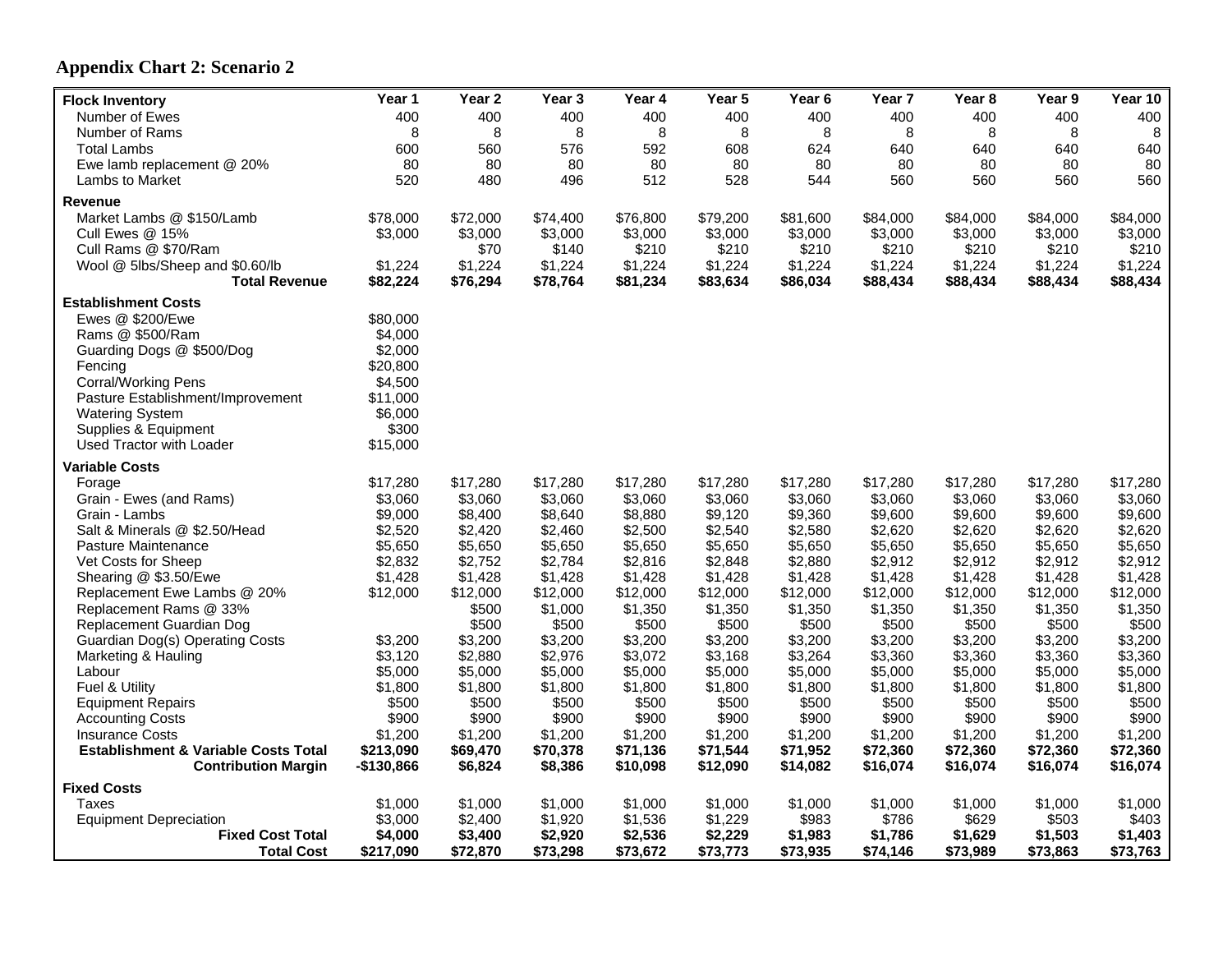## Appendix Chart 2: Scenario 2

| Flock Inventory | Year 1 | Year 2 | Year 3 | Year 4 | Year 5 | Year 6 | Year 7 | Year 8 | Year 9 | Year 10 |
|---|---|---|---|---|---|---|---|---|---|---|
| Number of Ewes | 400 | 400 | 400 | 400 | 400 | 400 | 400 | 400 | 400 | 400 |
| Number of Rams | 8 | 8 | 8 | 8 | 8 | 8 | 8 | 8 | 8 | 8 |
| Total Lambs | 600 | 560 | 576 | 592 | 608 | 624 | 640 | 640 | 640 | 640 |
| Ewe lamb replacement @ 20% | 80 | 80 | 80 | 80 | 80 | 80 | 80 | 80 | 80 | 80 |
| Lambs to Market | 520 | 480 | 496 | 512 | 528 | 544 | 560 | 560 | 560 | 560 |
| **Revenue** | | | | | | | | | | |
| Market Lambs @ $150/Lamb | $78,000 | $72,000 | $74,400 | $76,800 | $79,200 | $81,600 | $84,000 | $84,000 | $84,000 | $84,000 |
| Cull Ewes @ 15% | $3,000 | $3,000 | $3,000 | $3,000 | $3,000 | $3,000 | $3,000 | $3,000 | $3,000 | $3,000 |
| Cull Rams @ $70/Ram | | $70 | $140 | $210 | $210 | $210 | $210 | $210 | $210 | $210 |
| Wool @ 5lbs/Sheep and $0.60/lb | $1,224 | $1,224 | $1,224 | $1,224 | $1,224 | $1,224 | $1,224 | $1,224 | $1,224 | $1,224 |
| **Total Revenue** | **$82,224** | **$76,294** | **$78,764** | **$81,234** | **$83,634** | **$86,034** | **$88,434** | **$88,434** | **$88,434** | **$88,434** |
| **Establishment Costs** | | | | | | | | | | |
| Ewes @ $200/Ewe | $80,000 | | | | | | | | | |
| Rams @ $500/Ram | $4,000 | | | | | | | | | |
| Guarding Dogs @ $500/Dog | $2,000 | | | | | | | | | |
| Fencing | $20,800 | | | | | | | | | |
| Corral/Working Pens | $4,500 | | | | | | | | | |
| Pasture Establishment/Improvement | $11,000 | | | | | | | | | |
| Watering System | $6,000 | | | | | | | | | |
| Supplies & Equipment | $300 | | | | | | | | | |
| Used Tractor with Loader | $15,000 | | | | | | | | | |
| **Variable Costs** | | | | | | | | | | |
| Forage | $17,280 | $17,280 | $17,280 | $17,280 | $17,280 | $17,280 | $17,280 | $17,280 | $17,280 | $17,280 |
| Grain - Ewes (and Rams) | $3,060 | $3,060 | $3,060 | $3,060 | $3,060 | $3,060 | $3,060 | $3,060 | $3,060 | $3,060 |
| Grain - Lambs | $9,000 | $8,400 | $8,640 | $8,880 | $9,120 | $9,360 | $9,600 | $9,600 | $9,600 | $9,600 |
| Salt & Minerals @ $2.50/Head | $2,520 | $2,420 | $2,460 | $2,500 | $2,540 | $2,580 | $2,620 | $2,620 | $2,620 | $2,620 |
| Pasture Maintenance | $5,650 | $5,650 | $5,650 | $5,650 | $5,650 | $5,650 | $5,650 | $5,650 | $5,650 | $5,650 |
| Vet Costs for Sheep | $2,832 | $2,752 | $2,784 | $2,816 | $2,848 | $2,880 | $2,912 | $2,912 | $2,912 | $2,912 |
| Shearing @ $3.50/Ewe | $1,428 | $1,428 | $1,428 | $1,428 | $1,428 | $1,428 | $1,428 | $1,428 | $1,428 | $1,428 |
| Replacement Ewe Lambs @ 20% | $12,000 | $12,000 | $12,000 | $12,000 | $12,000 | $12,000 | $12,000 | $12,000 | $12,000 | $12,000 |
| Replacement Rams @ 33% | | $500 | $1,000 | $1,350 | $1,350 | $1,350 | $1,350 | $1,350 | $1,350 | $1,350 |
| Replacement Guardian Dog | | $500 | $500 | $500 | $500 | $500 | $500 | $500 | $500 | $500 |
| Guardian Dog(s) Operating Costs | $3,200 | $3,200 | $3,200 | $3,200 | $3,200 | $3,200 | $3,200 | $3,200 | $3,200 | $3,200 |
| Marketing & Hauling | $3,120 | $2,880 | $2,976 | $3,072 | $3,168 | $3,264 | $3,360 | $3,360 | $3,360 | $3,360 |
| Labour | $5,000 | $5,000 | $5,000 | $5,000 | $5,000 | $5,000 | $5,000 | $5,000 | $5,000 | $5,000 |
| Fuel & Utility | $1,800 | $1,800 | $1,800 | $1,800 | $1,800 | $1,800 | $1,800 | $1,800 | $1,800 | $1,800 |
| Equipment Repairs | $500 | $500 | $500 | $500 | $500 | $500 | $500 | $500 | $500 | $500 |
| Accounting Costs | $900 | $900 | $900 | $900 | $900 | $900 | $900 | $900 | $900 | $900 |
| Insurance Costs | $1,200 | $1,200 | $1,200 | $1,200 | $1,200 | $1,200 | $1,200 | $1,200 | $1,200 | $1,200 |
| **Establishment & Variable Costs Total** | **$213,090** | **$69,470** | **$70,378** | **$71,136** | **$71,544** | **$71,952** | **$72,360** | **$72,360** | **$72,360** | **$72,360** |
| **Contribution Margin** | **-$130,866** | **$6,824** | **$8,386** | **$10,098** | **$12,090** | **$14,082** | **$16,074** | **$16,074** | **$16,074** | **$16,074** |
| **Fixed Costs** | | | | | | | | | | |
| Taxes | $1,000 | $1,000 | $1,000 | $1,000 | $1,000 | $1,000 | $1,000 | $1,000 | $1,000 | $1,000 |
| Equipment Depreciation | $3,000 | $2,400 | $1,920 | $1,536 | $1,229 | $983 | $786 | $629 | $503 | $403 |
| **Fixed Cost Total** | **$4,000** | **$3,400** | **$2,920** | **$2,536** | **$2,229** | **$1,983** | **$1,786** | **$1,629** | **$1,503** | **$1,403** |
| **Total Cost** | **$217,090** | **$72,870** | **$73,298** | **$73,672** | **$73,773** | **$73,935** | **$74,146** | **$73,989** | **$73,863** | **$73,763** |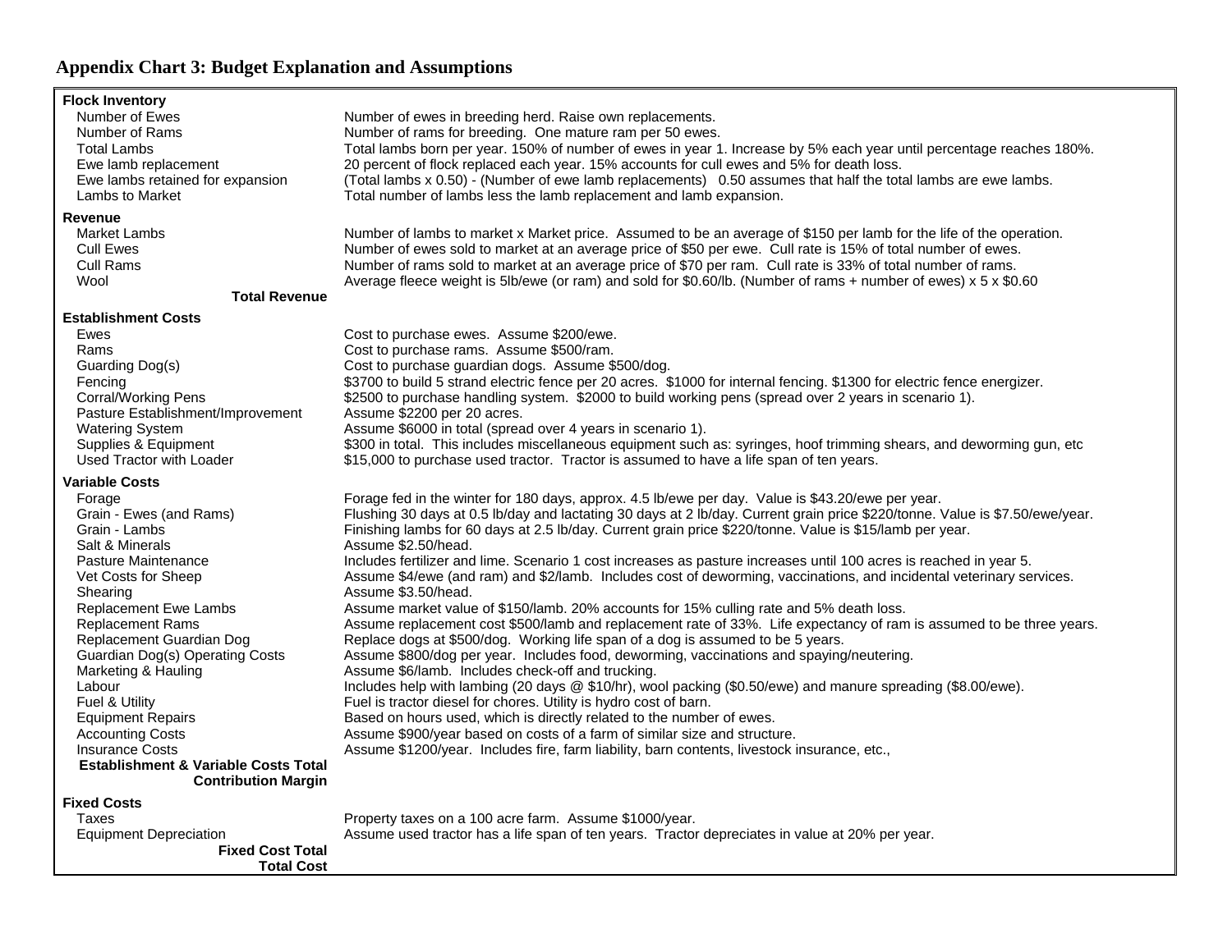## Appendix Chart 3: Budget Explanation and Assumptions

| | |
|---|---|
| **Flock Inventory** | |
| Number of Ewes | Number of ewes in breeding herd. Raise own replacements. |
| Number of Rams | Number of rams for breeding. One mature ram per 50 ewes. |
| Total Lambs | Total lambs born per year. 150% of number of ewes in year 1. Increase by 5% each year until percentage reaches 180%. |
| Ewe lamb replacement | 20 percent of flock replaced each year. 15% accounts for cull ewes and 5% for death loss. |
| Ewe lambs retained for expansion | (Total lambs x 0.50) - (Number of ewe lamb replacements) 0.50 assumes that half the total lambs are ewe lambs. |
| Lambs to Market | Total number of lambs less the lamb replacement and lamb expansion. |
| **Revenue** | |
| Market Lambs | Number of lambs to market x Market price. Assumed to be an average of $150 per lamb for the life of the operation. |
| Cull Ewes | Number of ewes sold to market at an average price of $50 per ewe. Cull rate is 15% of total number of ewes. |
| Cull Rams | Number of rams sold to market at an average price of $70 per ram. Cull rate is 33% of total number of rams. |
| Wool | Average fleece weight is 5lb/ewe (or ram) and sold for $0.60/lb. (Number of rams + number of ewes) x 5 x $0.60 |
| **Total Revenue** | |
| **Establishment Costs** | |
| Ewes | Cost to purchase ewes. Assume $200/ewe. |
| Rams | Cost to purchase rams. Assume $500/ram. |
| Guarding Dog(s) | Cost to purchase guardian dogs. Assume $500/dog. |
| Fencing | $3700 to build 5 strand electric fence per 20 acres. $1000 for internal fencing. $1300 for electric fence energizer. |
| Corral/Working Pens | $2500 to purchase handling system. $2000 to build working pens (spread over 2 years in scenario 1). |
| Pasture Establishment/Improvement | Assume $2200 per 20 acres. |
| Watering System | Assume $6000 in total (spread over 4 years in scenario 1). |
| Supplies & Equipment | $300 in total. This includes miscellaneous equipment such as: syringes, hoof trimming shears, and deworming gun, etc |
| Used Tractor with Loader | $15,000 to purchase used tractor. Tractor is assumed to have a life span of ten years. |
| **Variable Costs** | |
| Forage | Forage fed in the winter for 180 days, approx. 4.5 lb/ewe per day. Value is $43.20/ewe per year. |
| Grain - Ewes (and Rams) | Flushing 30 days at 0.5 lb/day and lactating 30 days at 2 lb/day. Current grain price $220/tonne. Value is $7.50/ewe/year. |
| Grain - Lambs | Finishing lambs for 60 days at 2.5 lb/day. Current grain price $220/tonne. Value is $15/lamb per year. |
| Salt & Minerals | Assume $2.50/head. |
| Pasture Maintenance | Includes fertilizer and lime. Scenario 1 cost increases as pasture increases until 100 acres is reached in year 5. |
| Vet Costs for Sheep | Assume $4/ewe (and ram) and $2/lamb. Includes cost of deworming, vaccinations, and incidental veterinary services. |
| Shearing | Assume $3.50/head. |
| Replacement Ewe Lambs | Assume market value of $150/lamb. 20% accounts for 15% culling rate and 5% death loss. |
| Replacement Rams | Assume replacement cost $500/lamb and replacement rate of 33%. Life expectancy of ram is assumed to be three years. |
| Replacement Guardian Dog | Replace dogs at $500/dog. Working life span of a dog is assumed to be 5 years. |
| Guardian Dog(s) Operating Costs | Assume $800/dog per year. Includes food, deworming, vaccinations and spaying/neutering. |
| Marketing & Hauling | Assume $6/lamb. Includes check-off and trucking. |
| Labour | Includes help with lambing (20 days @ $10/hr), wool packing ($0.50/ewe) and manure spreading ($8.00/ewe). |
| Fuel & Utility | Fuel is tractor diesel for chores. Utility is hydro cost of barn. |
| Equipment Repairs | Based on hours used, which is directly related to the number of ewes. |
| Accounting Costs | Assume $900/year based on costs of a farm of similar size and structure. |
| Insurance Costs | Assume $1200/year. Includes fire, farm liability, barn contents, livestock insurance, etc., |
| **Establishment & Variable Costs Total** | |
| **Contribution Margin** | |
| **Fixed Costs** | |
| Taxes | Property taxes on a 100 acre farm. Assume $1000/year. |
| Equipment Depreciation | Assume used tractor has a life span of ten years. Tractor depreciates in value at 20% per year. |
| **Fixed Cost Total** | |
| **Total Cost** | |